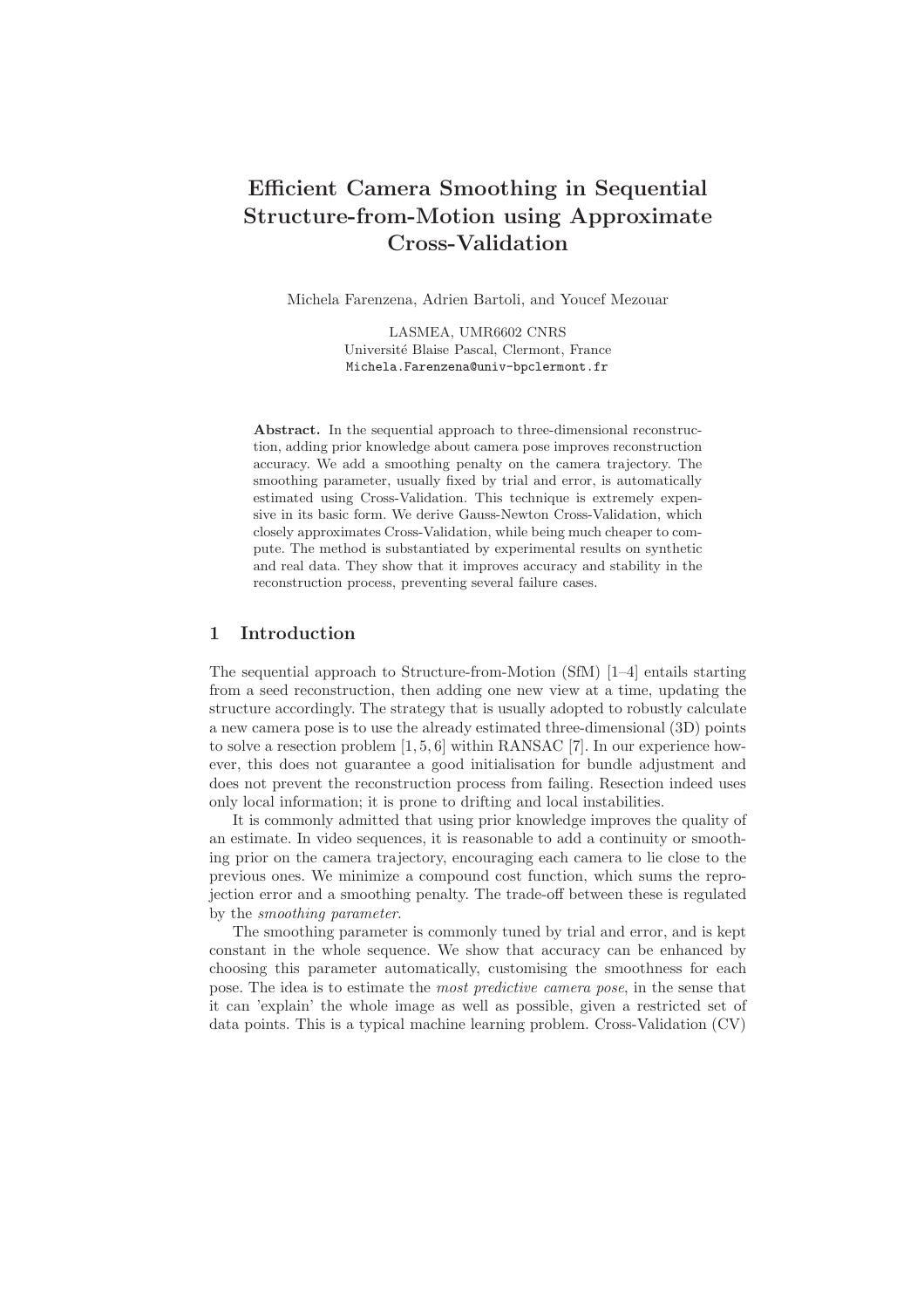# Efficient Camera Smoothing in Sequential Structure-from-Motion using Approximate Cross-Validation

Michela Farenzena, Adrien Bartoli, and Youcef Mezouar

LASMEA, UMR6602 CNRS
Université Blaise Pascal, Clermont, France
Michela.Farenzena@univ-bpclermont.fr

**Abstract.** In the sequential approach to three-dimensional reconstruction, adding prior knowledge about camera pose improves reconstruction accuracy. We add a smoothing penalty on the camera trajectory. The smoothing parameter, usually fixed by trial and error, is automatically estimated using Cross-Validation. This technique is extremely expensive in its basic form. We derive Gauss-Newton Cross-Validation, which closely approximates Cross-Validation, while being much cheaper to compute. The method is substantiated by experimental results on synthetic and real data. They show that it improves accuracy and stability in the reconstruction process, preventing several failure cases.

## 1 Introduction

The sequential approach to Structure-from-Motion (SfM) [1–4] entails starting from a seed reconstruction, then adding one new view at a time, updating the structure accordingly. The strategy that is usually adopted to robustly calculate a new camera pose is to use the already estimated three-dimensional (3D) points to solve a resection problem [1, 5, 6] within RANSAC [7]. In our experience however, this does not guarantee a good initialisation for bundle adjustment and does not prevent the reconstruction process from failing. Resection indeed uses only local information; it is prone to drifting and local instabilities.

It is commonly admitted that using prior knowledge improves the quality of an estimate. In video sequences, it is reasonable to add a continuity or smoothing prior on the camera trajectory, encouraging each camera to lie close to the previous ones. We minimize a compound cost function, which sums the reprojection error and a smoothing penalty. The trade-off between these is regulated by the *smoothing parameter*.

The smoothing parameter is commonly tuned by trial and error, and is kept constant in the whole sequence. We show that accuracy can be enhanced by choosing this parameter automatically, customising the smoothness for each pose. The idea is to estimate the *most predictive camera pose*, in the sense that it can 'explain' the whole image as well as possible, given a restricted set of data points. This is a typical machine learning problem. Cross-Validation (CV)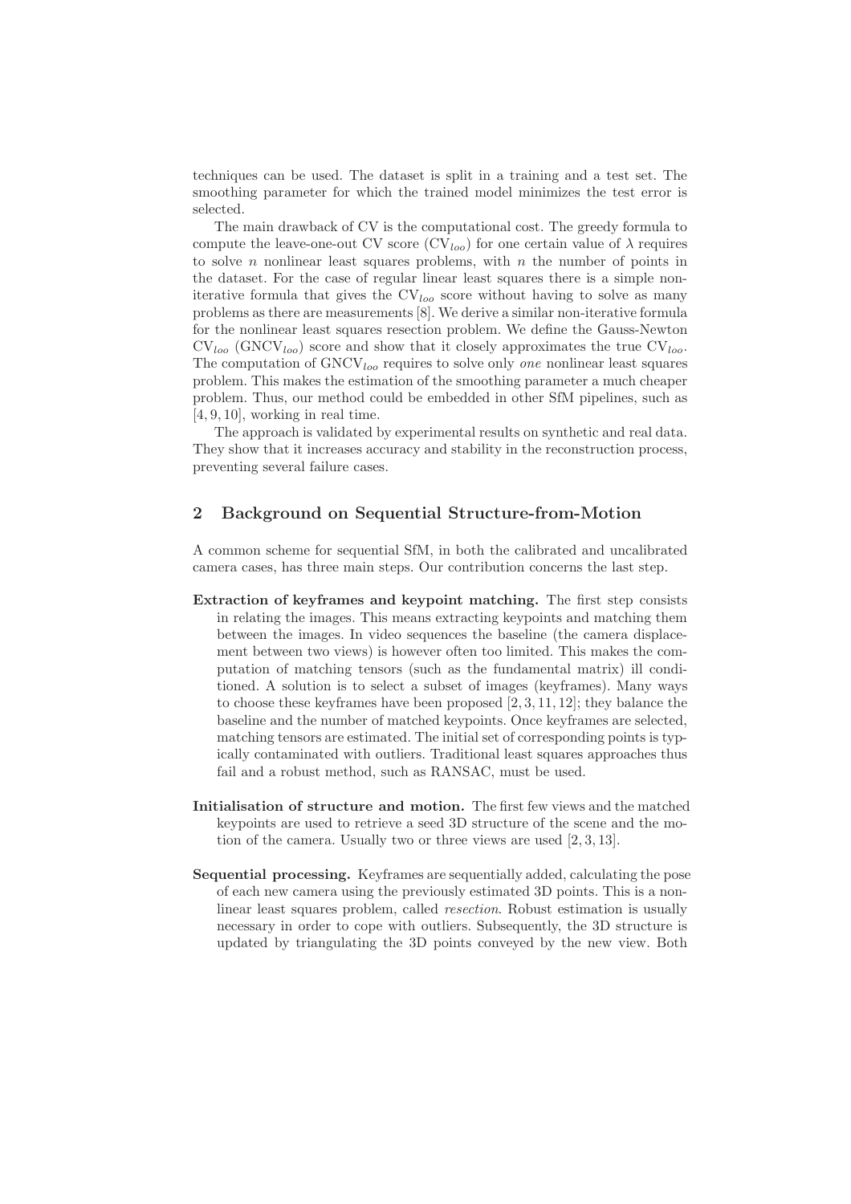techniques can be used. The dataset is split in a training and a test set. The smoothing parameter for which the trained model minimizes the test error is selected.

The main drawback of CV is the computational cost. The greedy formula to compute the leave-one-out CV score ($\text{CV}_{loo}$) for one certain value of $\lambda$ requires to solve $n$ nonlinear least squares problems, with $n$ the number of points in the dataset. For the case of regular linear least squares there is a simple non-iterative formula that gives the $\text{CV}_{loo}$ score without having to solve as many problems as there are measurements [8]. We derive a similar non-iterative formula for the nonlinear least squares resection problem. We define the Gauss-Newton $\text{CV}_{loo}$ ($\text{GNCV}_{loo}$) score and show that it closely approximates the true $\text{CV}_{loo}$. The computation of $\text{GNCV}_{loo}$ requires to solve only *one* nonlinear least squares problem. This makes the estimation of the smoothing parameter a much cheaper problem. Thus, our method could be embedded in other SfM pipelines, such as [4, 9, 10], working in real time.

The approach is validated by experimental results on synthetic and real data. They show that it increases accuracy and stability in the reconstruction process, preventing several failure cases.

## 2 Background on Sequential Structure-from-Motion

A common scheme for sequential SfM, in both the calibrated and uncalibrated camera cases, has three main steps. Our contribution concerns the last step.

**Extraction of keyframes and keypoint matching.** The first step consists in relating the images. This means extracting keypoints and matching them between the images. In video sequences the baseline (the camera displacement between two views) is however often too limited. This makes the computation of matching tensors (such as the fundamental matrix) ill conditioned. A solution is to select a subset of images (keyframes). Many ways to choose these keyframes have been proposed [2, 3, 11, 12]; they balance the baseline and the number of matched keypoints. Once keyframes are selected, matching tensors are estimated. The initial set of corresponding points is typically contaminated with outliers. Traditional least squares approaches thus fail and a robust method, such as RANSAC, must be used.

**Initialisation of structure and motion.** The first few views and the matched keypoints are used to retrieve a seed 3D structure of the scene and the motion of the camera. Usually two or three views are used [2, 3, 13].

**Sequential processing.** Keyframes are sequentially added, calculating the pose of each new camera using the previously estimated 3D points. This is a nonlinear least squares problem, called *resection*. Robust estimation is usually necessary in order to cope with outliers. Subsequently, the 3D structure is updated by triangulating the 3D points conveyed by the new view. Both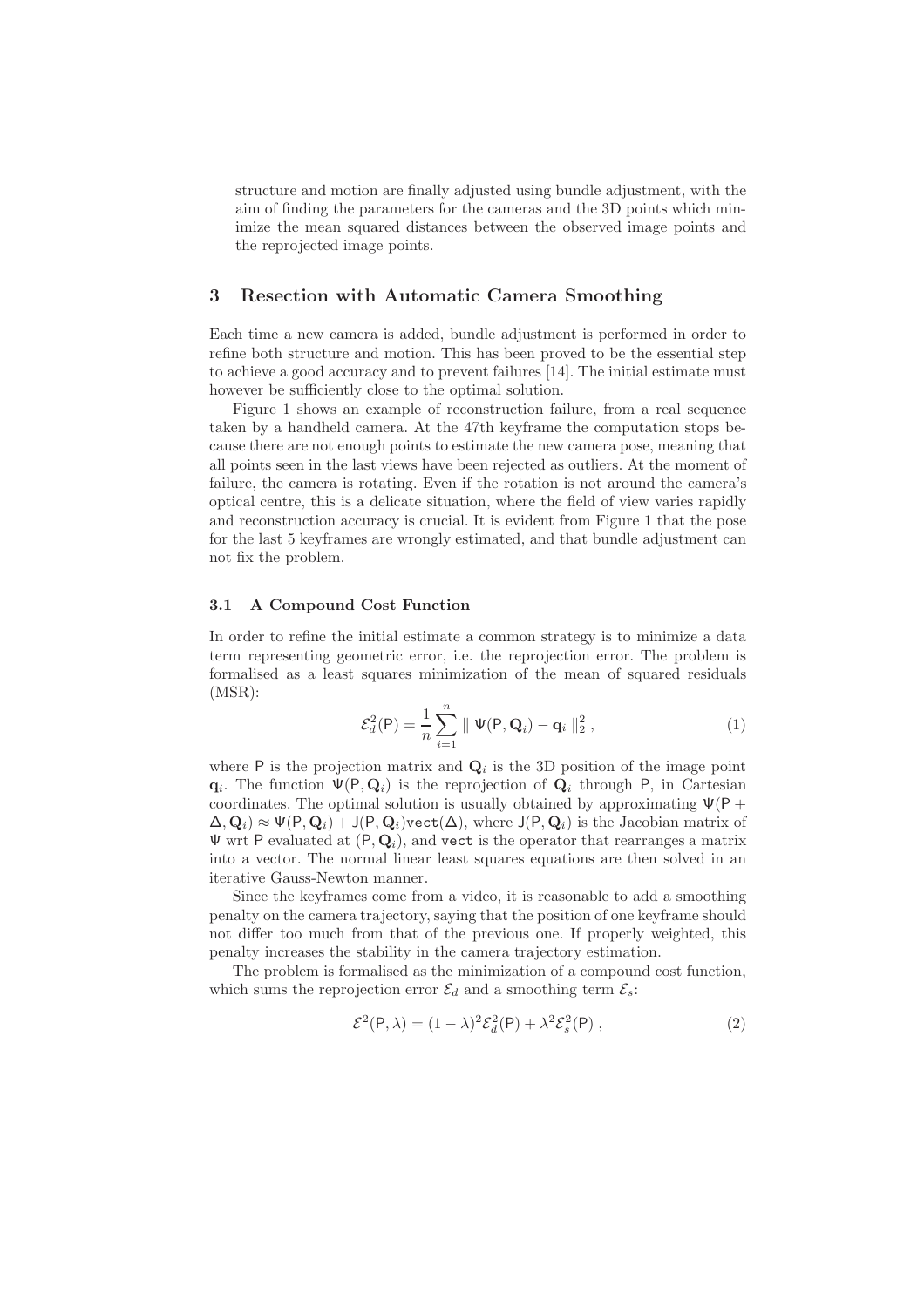structure and motion are finally adjusted using bundle adjustment, with the aim of finding the parameters for the cameras and the 3D points which minimize the mean squared distances between the observed image points and the reprojected image points.

## 3 Resection with Automatic Camera Smoothing

Each time a new camera is added, bundle adjustment is performed in order to refine both structure and motion. This has been proved to be the essential step to achieve a good accuracy and to prevent failures [14]. The initial estimate must however be sufficiently close to the optimal solution.

Figure 1 shows an example of reconstruction failure, from a real sequence taken by a handheld camera. At the 47th keyframe the computation stops because there are not enough points to estimate the new camera pose, meaning that all points seen in the last views have been rejected as outliers. At the moment of failure, the camera is rotating. Even if the rotation is not around the camera's optical centre, this is a delicate situation, where the field of view varies rapidly and reconstruction accuracy is crucial. It is evident from Figure 1 that the pose for the last 5 keyframes are wrongly estimated, and that bundle adjustment can not fix the problem.

### 3.1 A Compound Cost Function

In order to refine the initial estimate a common strategy is to minimize a data term representing geometric error, i.e. the reprojection error. The problem is formalised as a least squares minimization of the mean of squared residuals (MSR):

$$\mathcal{E}_d^2(\mathsf{P}) = \frac{1}{n} \sum_{i=1}^{n} \parallel \Psi(\mathsf{P}, \mathbf{Q}_i) - \mathbf{q}_i \parallel_2^2 , \tag{1}$$

where $\mathsf{P}$ is the projection matrix and $\mathbf{Q}_i$ is the 3D position of the image point $\mathbf{q}_i$. The function $\Psi(\mathsf{P}, \mathbf{Q}_i)$ is the reprojection of $\mathbf{Q}_i$ through $\mathsf{P}$, in Cartesian coordinates. The optimal solution is usually obtained by approximating $\Psi(\mathsf{P} + \Delta, \mathbf{Q}_i) \approx \Psi(\mathsf{P}, \mathbf{Q}_i) + \mathsf{J}(\mathsf{P}, \mathbf{Q}_i)\mathtt{vect}(\Delta)$, where $\mathsf{J}(\mathsf{P}, \mathbf{Q}_i)$ is the Jacobian matrix of $\Psi$ wrt $\mathsf{P}$ evaluated at $(\mathsf{P}, \mathbf{Q}_i)$, and `vect` is the operator that rearranges a matrix into a vector. The normal linear least squares equations are then solved in an iterative Gauss-Newton manner.

Since the keyframes come from a video, it is reasonable to add a smoothing penalty on the camera trajectory, saying that the position of one keyframe should not differ too much from that of the previous one. If properly weighted, this penalty increases the stability in the camera trajectory estimation.

The problem is formalised as the minimization of a compound cost function, which sums the reprojection error $\mathcal{E}_d$ and a smoothing term $\mathcal{E}_s$:

$$\mathcal{E}^2(\mathsf{P}, \lambda) = (1 - \lambda)^2 \mathcal{E}_d^2(\mathsf{P}) + \lambda^2 \mathcal{E}_s^2(\mathsf{P}) , \tag{2}$$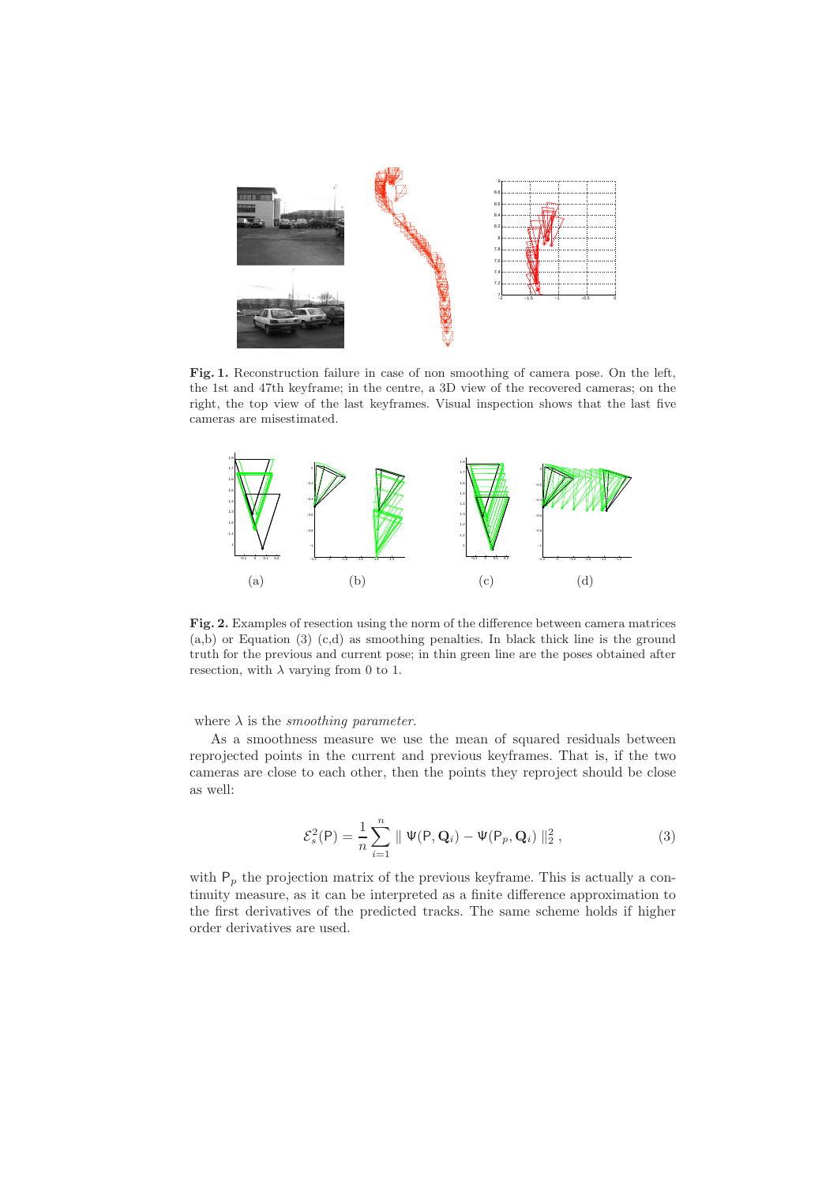**Fig. 1.** Reconstruction failure in case of non smoothing of camera pose. On the left, the 1st and 47th keyframe; in the centre, a 3D view of the recovered cameras; on the right, the top view of the last keyframes. Visual inspection shows that the last five cameras are misestimated.

(a) (b) (c) (d)

**Fig. 2.** Examples of resection using the norm of the difference between camera matrices (a,b) or Equation (3) (c,d) as smoothing penalties. In black thick line is the ground truth for the previous and current pose; in thin green line are the poses obtained after resection, with $\lambda$ varying from 0 to 1.

where $\lambda$ is the *smoothing parameter*.

As a smoothness measure we use the mean of squared residuals between reprojected points in the current and previous keyframes. That is, if the two cameras are close to each other, then the points they reproject should be close as well:

$$\mathcal{E}_s^2(\mathsf{P}) = \frac{1}{n} \sum_{i=1}^{n} \parallel \Psi(\mathsf{P}, \mathbf{Q}_i) - \Psi(\mathsf{P}_p, \mathbf{Q}_i) \parallel_2^2 , \tag{3}$$

with $\mathsf{P}_p$ the projection matrix of the previous keyframe. This is actually a continuity measure, as it can be interpreted as a finite difference approximation to the first derivatives of the predicted tracks. The same scheme holds if higher order derivatives are used.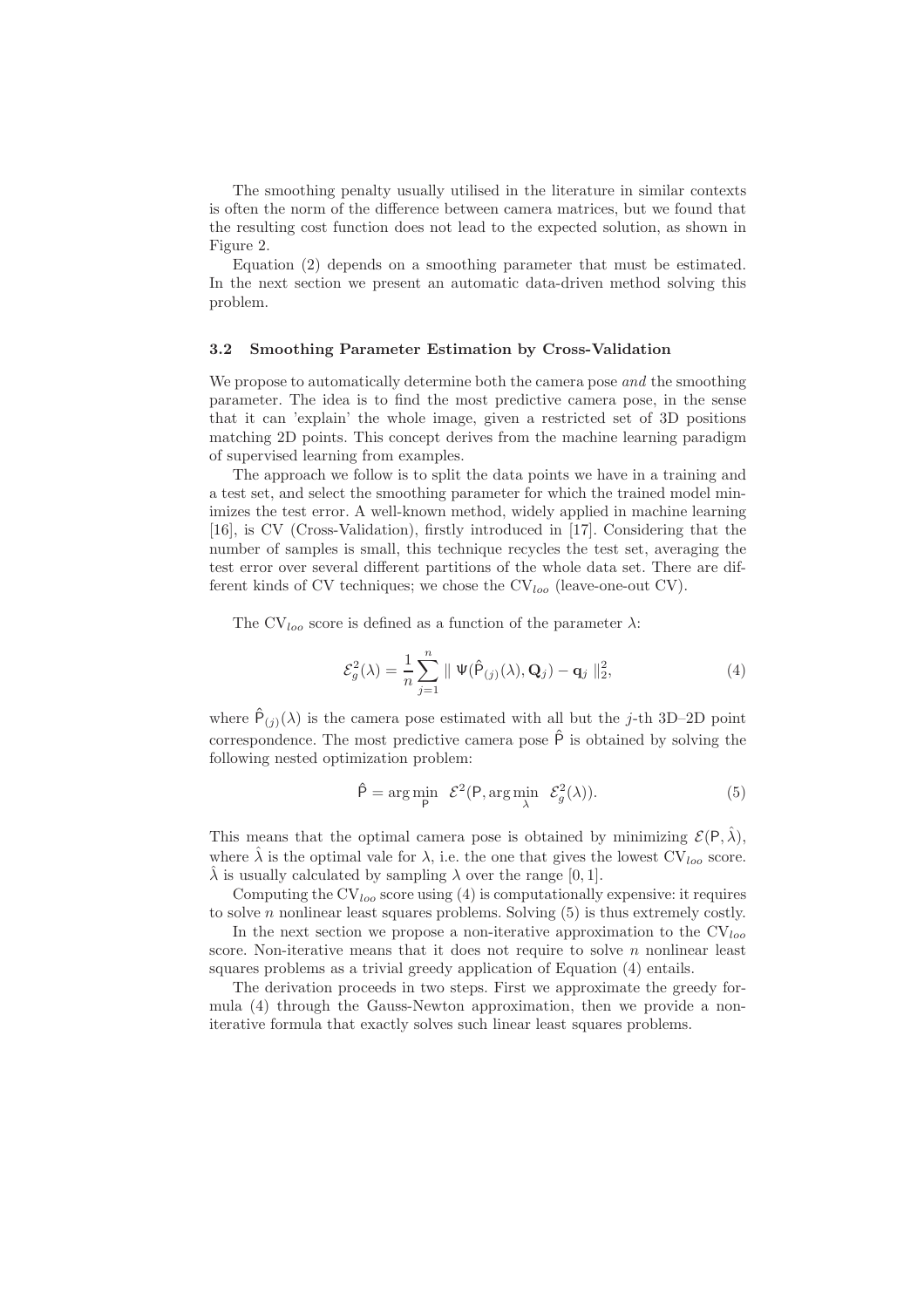The smoothing penalty usually utilised in the literature in similar contexts is often the norm of the difference between camera matrices, but we found that the resulting cost function does not lead to the expected solution, as shown in Figure 2.

Equation (2) depends on a smoothing parameter that must be estimated. In the next section we present an automatic data-driven method solving this problem.

### 3.2 Smoothing Parameter Estimation by Cross-Validation

We propose to automatically determine both the camera pose *and* the smoothing parameter. The idea is to find the most predictive camera pose, in the sense that it can 'explain' the whole image, given a restricted set of 3D positions matching 2D points. This concept derives from the machine learning paradigm of supervised learning from examples.

The approach we follow is to split the data points we have in a training and a test set, and select the smoothing parameter for which the trained model minimizes the test error. A well-known method, widely applied in machine learning [16], is CV (Cross-Validation), firstly introduced in [17]. Considering that the number of samples is small, this technique recycles the test set, averaging the test error over several different partitions of the whole data set. There are different kinds of CV techniques; we chose the $\text{CV}_{loo}$ (leave-one-out CV).

The $\text{CV}_{loo}$ score is defined as a function of the parameter $\lambda$:

$$\mathcal{E}_g^2(\lambda) = \frac{1}{n} \sum_{j=1}^{n} \parallel \Psi(\hat{\mathsf{P}}_{(j)}(\lambda), \mathbf{Q}_j) - \mathbf{q}_j \parallel_2^2, \tag{4}$$

where $\hat{\mathsf{P}}_{(j)}(\lambda)$ is the camera pose estimated with all but the $j$-th 3D–2D point correspondence. The most predictive camera pose $\hat{\mathsf{P}}$ is obtained by solving the following nested optimization problem:

$$\hat{\mathsf{P}} = \arg\min_{\mathsf{P}} \ \mathcal{E}^2(\mathsf{P}, \arg\min_{\lambda} \ \mathcal{E}_g^2(\lambda)). \tag{5}$$

This means that the optimal camera pose is obtained by minimizing $\mathcal{E}(\mathsf{P}, \hat{\lambda})$, where $\hat{\lambda}$ is the optimal vale for $\lambda$, i.e. the one that gives the lowest $\text{CV}_{loo}$ score. $\hat{\lambda}$ is usually calculated by sampling $\lambda$ over the range $[0, 1]$.

Computing the $\text{CV}_{loo}$ score using (4) is computationally expensive: it requires to solve $n$ nonlinear least squares problems. Solving (5) is thus extremely costly.

In the next section we propose a non-iterative approximation to the $\text{CV}_{loo}$ score. Non-iterative means that it does not require to solve $n$ nonlinear least squares problems as a trivial greedy application of Equation (4) entails.

The derivation proceeds in two steps. First we approximate the greedy formula (4) through the Gauss-Newton approximation, then we provide a non-iterative formula that exactly solves such linear least squares problems.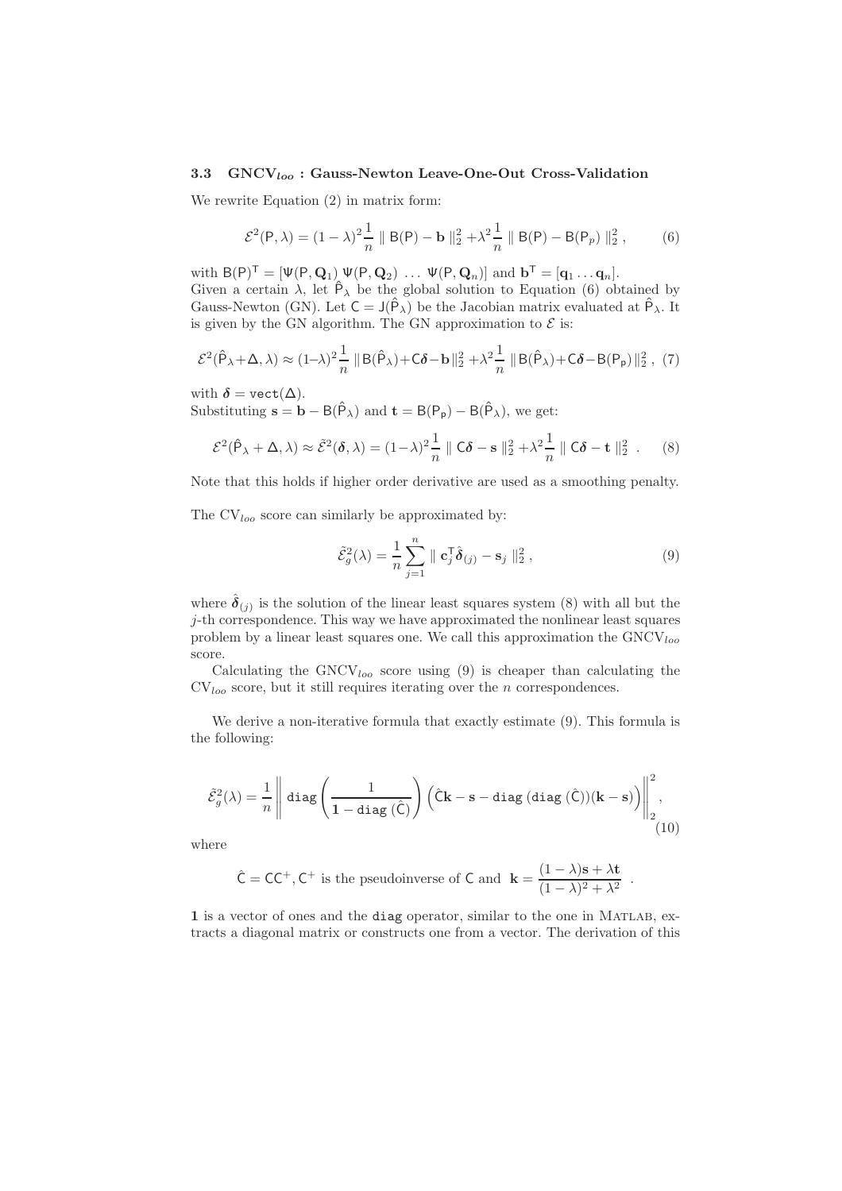### 3.3 $\text{GNCV}_{loo}$ : Gauss-Newton Leave-One-Out Cross-Validation

We rewrite Equation (2) in matrix form:

$$\mathcal{E}^2(\mathsf{P},\lambda) = (1-\lambda)^2 \frac{1}{n} \parallel \mathsf{B}(\mathsf{P}) - \mathbf{b} \parallel_2^2 + \lambda^2 \frac{1}{n} \parallel \mathsf{B}(\mathsf{P}) - \mathsf{B}(\mathsf{P}_p) \parallel_2^2 , \tag{6}$$

with $\mathsf{B}(\mathsf{P})^\mathsf{T} = [\Psi(\mathsf{P},\mathbf{Q}_1)\ \Psi(\mathsf{P},\mathbf{Q}_2)\ \dots\ \Psi(\mathsf{P},\mathbf{Q}_n)]$ and $\mathbf{b}^\mathsf{T} = [\mathbf{q}_1 \dots \mathbf{q}_n]$.
Given a certain $\lambda$, let $\hat{\mathsf{P}}_\lambda$ be the global solution to Equation (6) obtained by Gauss-Newton (GN). Let $\mathsf{C} = \mathsf{J}(\hat{\mathsf{P}}_\lambda)$ be the Jacobian matrix evaluated at $\hat{\mathsf{P}}_\lambda$. It is given by the GN algorithm. The GN approximation to $\mathcal{E}$ is:

$$\mathcal{E}^2(\hat{\mathsf{P}}_\lambda+\Delta,\lambda) \approx (1-\lambda)^2 \frac{1}{n} \parallel \mathsf{B}(\hat{\mathsf{P}}_\lambda)+\mathsf{C}\boldsymbol{\delta}-\mathbf{b} \parallel_2^2 + \lambda^2 \frac{1}{n} \parallel \mathsf{B}(\hat{\mathsf{P}}_\lambda)+\mathsf{C}\boldsymbol{\delta}-\mathsf{B}(\mathsf{P}_\mathsf{p}) \parallel_2^2 , \tag{7}$$

with $\boldsymbol{\delta} = \mathtt{vect}(\Delta)$.
Substituting $\mathbf{s} = \mathbf{b} - \mathsf{B}(\hat{\mathsf{P}}_\lambda)$ and $\mathbf{t} = \mathsf{B}(\mathsf{P}_\mathsf{p}) - \mathsf{B}(\hat{\mathsf{P}}_\lambda)$, we get:

$$\mathcal{E}^2(\hat{\mathsf{P}}_\lambda + \Delta,\lambda) \approx \tilde{\mathcal{E}}^2(\boldsymbol{\delta},\lambda) = (1-\lambda)^2 \frac{1}{n} \parallel \mathsf{C}\boldsymbol{\delta} - \mathbf{s} \parallel_2^2 + \lambda^2 \frac{1}{n} \parallel \mathsf{C}\boldsymbol{\delta} - \mathbf{t} \parallel_2^2 . \tag{8}$$

Note that this holds if higher order derivative are used as a smoothing penalty.

The $\text{CV}_{loo}$ score can similarly be approximated by:

$$\tilde{\mathcal{E}}_g^2(\lambda) = \frac{1}{n} \sum_{j=1}^{n} \parallel \mathbf{c}_j^\mathsf{T} \hat{\boldsymbol{\delta}}_{(j)} - \mathbf{s}_j \parallel_2^2 , \tag{9}$$

where $\hat{\boldsymbol{\delta}}_{(j)}$ is the solution of the linear least squares system (8) with all but the $j$-th correspondence. This way we have approximated the nonlinear least squares problem by a linear least squares one. We call this approximation the $\text{GNCV}_{loo}$ score.

Calculating the $\text{GNCV}_{loo}$ score using (9) is cheaper than calculating the $\text{CV}_{loo}$ score, but it still requires iterating over the $n$ correspondences.

We derive a non-iterative formula that exactly estimate (9). This formula is the following:

$$\tilde{\mathcal{E}}_g^2(\lambda) = \frac{1}{n} \left\| \mathtt{diag}\left(\frac{1}{\mathbf{1} - \mathtt{diag}\,(\hat{\mathsf{C}})}\right) \left(\hat{\mathsf{C}}\mathbf{k} - \mathbf{s} - \mathtt{diag}\,(\mathtt{diag}\,(\hat{\mathsf{C}}))(\mathbf{k}-\mathbf{s})\right) \right\|_2^2 , \tag{10}$$

where

$$\hat{\mathsf{C}} = \mathsf{C}\mathsf{C}^+, \mathsf{C}^+ \text{ is the pseudoinverse of } \mathsf{C} \text{ and } \mathbf{k} = \frac{(1-\lambda)\mathbf{s} + \lambda\mathbf{t}}{(1-\lambda)^2+\lambda^2} .$$

$\mathbf{1}$ is a vector of ones and the `diag` operator, similar to the one in MATLAB, extracts a diagonal matrix or constructs one from a vector. The derivation of this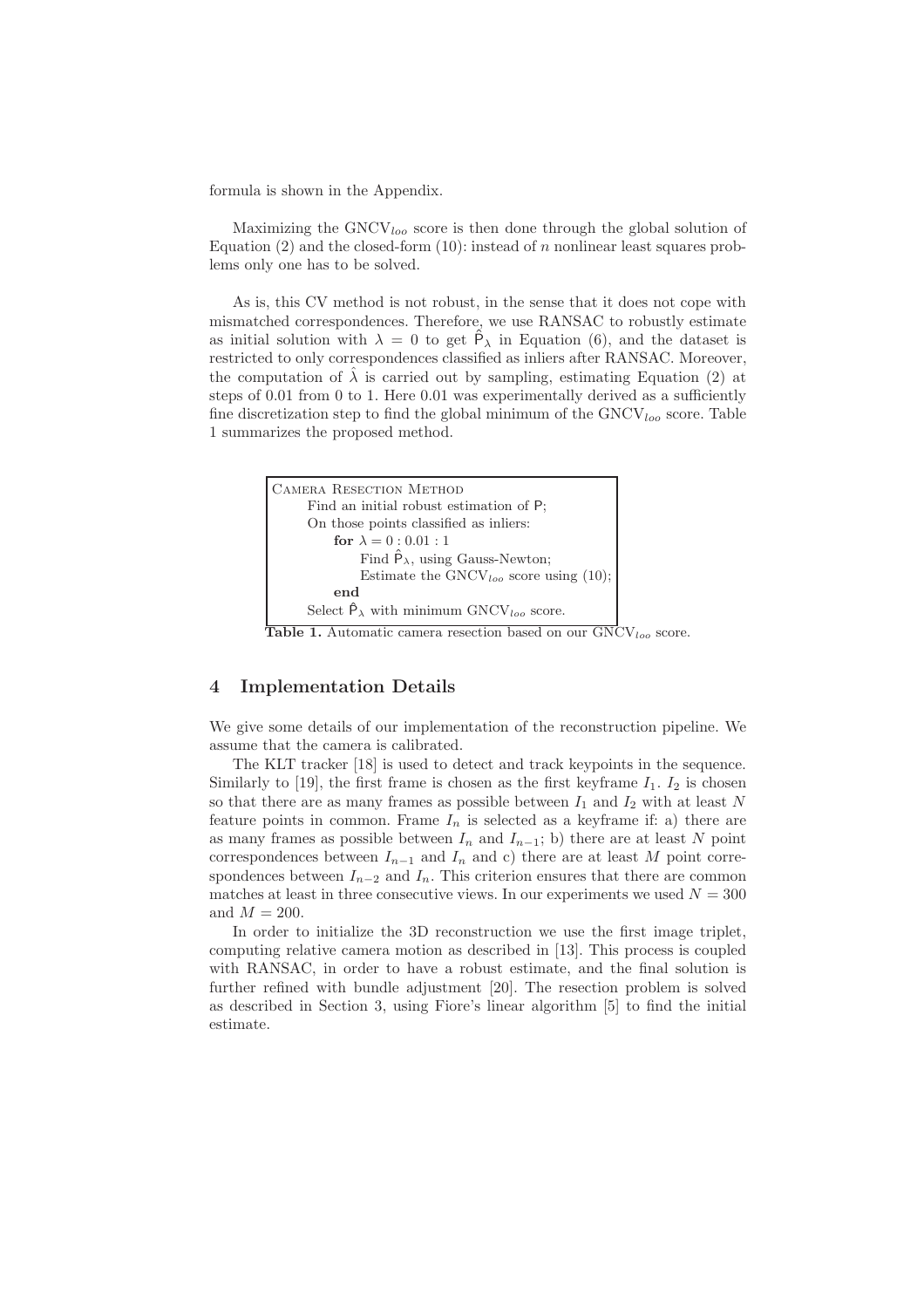formula is shown in the Appendix.

Maximizing the $\text{GNCV}_{loo}$ score is then done through the global solution of Equation (2) and the closed-form (10): instead of $n$ nonlinear least squares problems only one has to be solved.

As is, this CV method is not robust, in the sense that it does not cope with mismatched correspondences. Therefore, we use RANSAC to robustly estimate as initial solution with $\lambda = 0$ to get $\hat{\mathsf{P}}_\lambda$ in Equation (6), and the dataset is restricted to only correspondences classified as inliers after RANSAC. Moreover, the computation of $\hat{\lambda}$ is carried out by sampling, estimating Equation (2) at steps of 0.01 from 0 to 1. Here 0.01 was experimentally derived as a sufficiently fine discretization step to find the global minimum of the $\text{GNCV}_{loo}$ score. Table 1 summarizes the proposed method.

```
CAMERA RESECTION METHOD
    Find an initial robust estimation of P;
    On those points classified as inliers:
        for λ = 0 : 0.01 : 1
            Find P̂_λ, using Gauss-Newton;
            Estimate the GNCV_loo score using (10);
        end
    Select P̂_λ with minimum GNCV_loo score.
```

**Table 1.** Automatic camera resection based on our $\text{GNCV}_{loo}$ score.

## 4 Implementation Details

We give some details of our implementation of the reconstruction pipeline. We assume that the camera is calibrated.

The KLT tracker [18] is used to detect and track keypoints in the sequence. Similarly to [19], the first frame is chosen as the first keyframe $I_1$. $I_2$ is chosen so that there are as many frames as possible between $I_1$ and $I_2$ with at least $N$ feature points in common. Frame $I_n$ is selected as a keyframe if: a) there are as many frames as possible between $I_n$ and $I_{n-1}$; b) there are at least $N$ point correspondences between $I_{n-1}$ and $I_n$ and c) there are at least $M$ point correspondences between $I_{n-2}$ and $I_n$. This criterion ensures that there are common matches at least in three consecutive views. In our experiments we used $N = 300$ and $M = 200$.

In order to initialize the 3D reconstruction we use the first image triplet, computing relative camera motion as described in [13]. This process is coupled with RANSAC, in order to have a robust estimate, and the final solution is further refined with bundle adjustment [20]. The resection problem is solved as described in Section 3, using Fiore's linear algorithm [5] to find the initial estimate.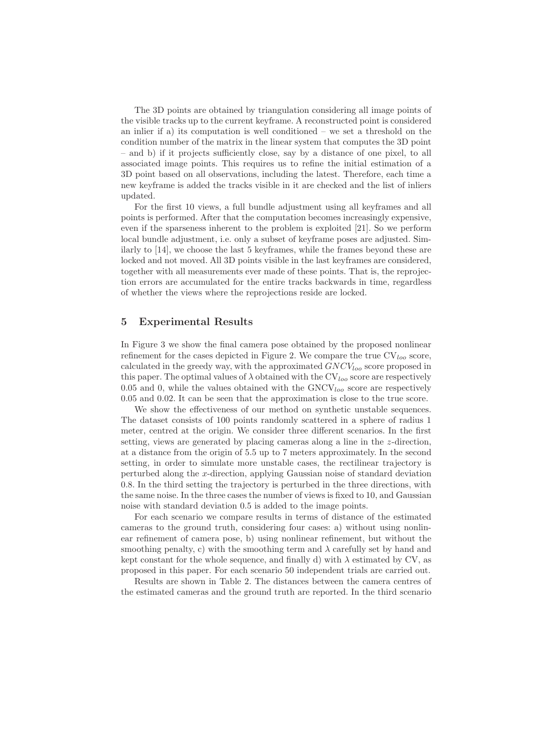The 3D points are obtained by triangulation considering all image points of the visible tracks up to the current keyframe. A reconstructed point is considered an inlier if a) its computation is well conditioned – we set a threshold on the condition number of the matrix in the linear system that computes the 3D point – and b) if it projects sufficiently close, say by a distance of one pixel, to all associated image points. This requires us to refine the initial estimation of a 3D point based on all observations, including the latest. Therefore, each time a new keyframe is added the tracks visible in it are checked and the list of inliers updated.

For the first 10 views, a full bundle adjustment using all keyframes and all points is performed. After that the computation becomes increasingly expensive, even if the sparseness inherent to the problem is exploited [21]. So we perform local bundle adjustment, i.e. only a subset of keyframe poses are adjusted. Similarly to [14], we choose the last 5 keyframes, while the frames beyond these are locked and not moved. All 3D points visible in the last keyframes are considered, together with all measurements ever made of these points. That is, the reprojection errors are accumulated for the entire tracks backwards in time, regardless of whether the views where the reprojections reside are locked.

## 5 Experimental Results

In Figure 3 we show the final camera pose obtained by the proposed nonlinear refinement for the cases depicted in Figure 2. We compare the true $\mathrm{CV}_{loo}$ score, calculated in the greedy way, with the approximated $GNCV_{loo}$ score proposed in this paper. The optimal values of $\lambda$ obtained with the $\mathrm{CV}_{loo}$ score are respectively 0.05 and 0, while the values obtained with the $\mathrm{GNCV}_{loo}$ score are respectively 0.05 and 0.02. It can be seen that the approximation is close to the true score.

We show the effectiveness of our method on synthetic unstable sequences. The dataset consists of 100 points randomly scattered in a sphere of radius 1 meter, centred at the origin. We consider three different scenarios. In the first setting, views are generated by placing cameras along a line in the $z$-direction, at a distance from the origin of 5.5 up to 7 meters approximately. In the second setting, in order to simulate more unstable cases, the rectilinear trajectory is perturbed along the $x$-direction, applying Gaussian noise of standard deviation 0.8. In the third setting the trajectory is perturbed in the three directions, with the same noise. In the three cases the number of views is fixed to 10, and Gaussian noise with standard deviation 0.5 is added to the image points.

For each scenario we compare results in terms of distance of the estimated cameras to the ground truth, considering four cases: a) without using nonlinear refinement of camera pose, b) using nonlinear refinement, but without the smoothing penalty, c) with the smoothing term and $\lambda$ carefully set by hand and kept constant for the whole sequence, and finally d) with $\lambda$ estimated by CV, as proposed in this paper. For each scenario 50 independent trials are carried out.

Results are shown in Table 2. The distances between the camera centres of the estimated cameras and the ground truth are reported. In the third scenario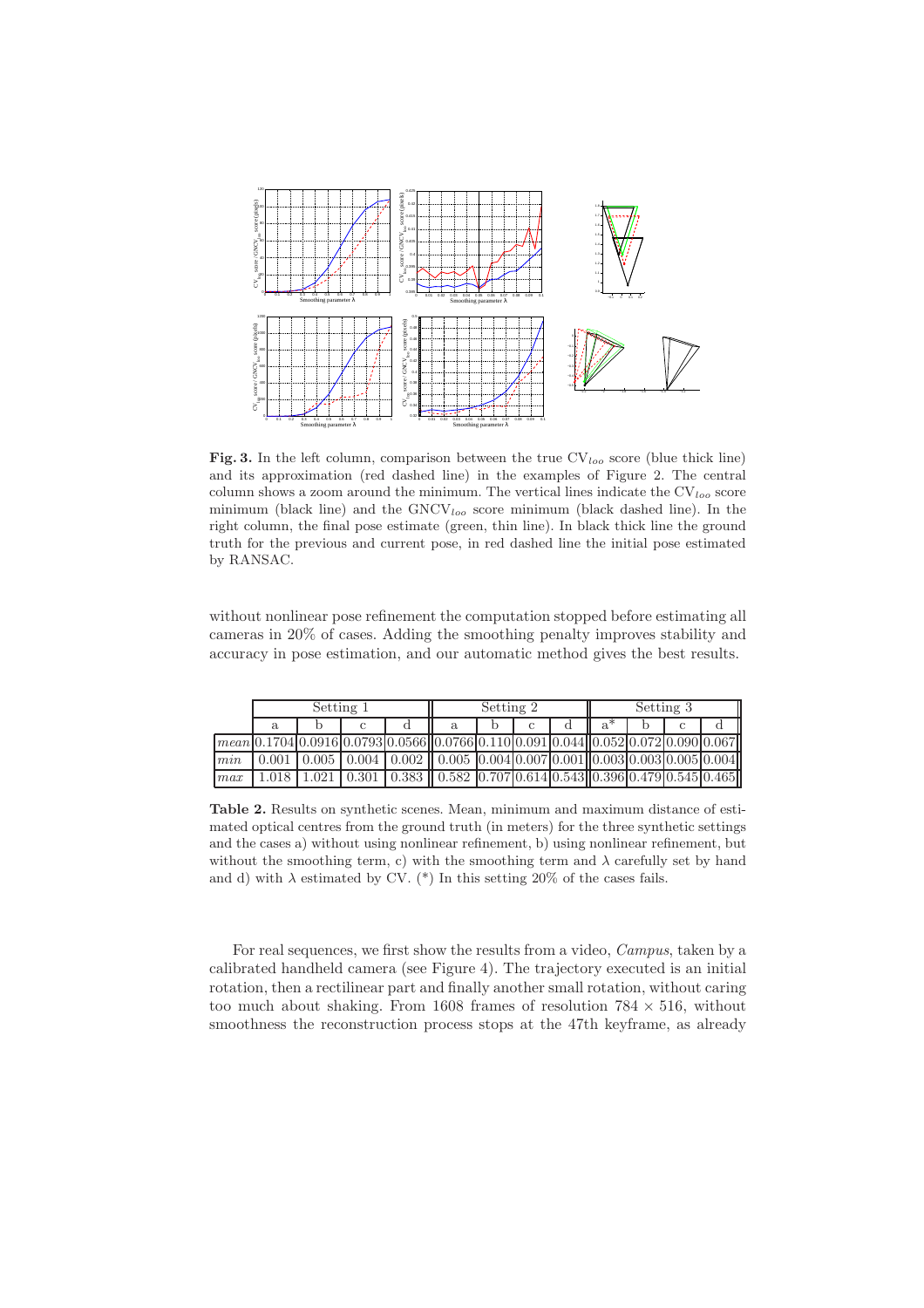**Fig. 3.** In the left column, comparison between the true $\mathrm{CV}_{loo}$ score (blue thick line) and its approximation (red dashed line) in the examples of Figure 2. The central column shows a zoom around the minimum. The vertical lines indicate the $\mathrm{CV}_{loo}$ score minimum (black line) and the $\mathrm{GNCV}_{loo}$ score minimum (black dashed line). In the right column, the final pose estimate (green, thin line). In black thick line the ground truth for the previous and current pose, in red dashed line the initial pose estimated by RANSAC.

without nonlinear pose refinement the computation stopped before estimating all cameras in 20% of cases. Adding the smoothing penalty improves stability and accuracy in pose estimation, and our automatic method gives the best results.

| | Setting 1 | | | | Setting 2 | | | | Setting 3 | | | |
|---|---|---|---|---|---|---|---|---|---|---|---|---|
| | a | b | c | d | a | b | c | d | a* | b | c | d |
| $mean$ | 0.1704 | 0.0916 | 0.0793 | 0.0566 | 0.0766 | 0.110 | 0.091 | 0.044 | 0.052 | 0.072 | 0.090 | 0.067 |
| $min$ | 0.001 | 0.005 | 0.004 | 0.002 | 0.005 | 0.004 | 0.007 | 0.001 | 0.003 | 0.003 | 0.005 | 0.004 |
| $max$ | 1.018 | 1.021 | 0.301 | 0.383 | 0.582 | 0.707 | 0.614 | 0.543 | 0.396 | 0.479 | 0.545 | 0.465 |

**Table 2.** Results on synthetic scenes. Mean, minimum and maximum distance of estimated optical centres from the ground truth (in meters) for the three synthetic settings and the cases a) without using nonlinear refinement, b) using nonlinear refinement, but without the smoothing term, c) with the smoothing term and $\lambda$ carefully set by hand and d) with $\lambda$ estimated by CV. (*) In this setting 20% of the cases fails.

For real sequences, we first show the results from a video, *Campus*, taken by a calibrated handheld camera (see Figure 4). The trajectory executed is an initial rotation, then a rectilinear part and finally another small rotation, without caring too much about shaking. From 1608 frames of resolution $784 \times 516$, without smoothness the reconstruction process stops at the 47th keyframe, as already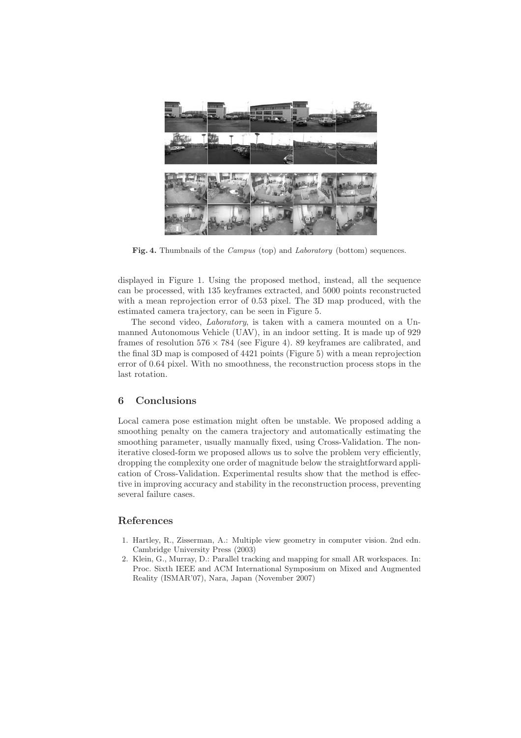**Fig. 4.** Thumbnails of the *Campus* (top) and *Laboratory* (bottom) sequences.

displayed in Figure 1. Using the proposed method, instead, all the sequence can be processed, with 135 keyframes extracted, and 5000 points reconstructed with a mean reprojection error of 0.53 pixel. The 3D map produced, with the estimated camera trajectory, can be seen in Figure 5.

The second video, *Laboratory*, is taken with a camera mounted on a Unmanned Autonomous Vehicle (UAV), in an indoor setting. It is made up of 929 frames of resolution $576 \times 784$ (see Figure 4). 89 keyframes are calibrated, and the final 3D map is composed of 4421 points (Figure 5) with a mean reprojection error of 0.64 pixel. With no smoothness, the reconstruction process stops in the last rotation.

## 6 Conclusions

Local camera pose estimation might often be unstable. We proposed adding a smoothing penalty on the camera trajectory and automatically estimating the smoothing parameter, usually manually fixed, using Cross-Validation. The non-iterative closed-form we proposed allows us to solve the problem very efficiently, dropping the complexity one order of magnitude below the straightforward application of Cross-Validation. Experimental results show that the method is effective in improving accuracy and stability in the reconstruction process, preventing several failure cases.

## References

1. Hartley, R., Zisserman, A.: Multiple view geometry in computer vision. 2nd edn. Cambridge University Press (2003)
2. Klein, G., Murray, D.: Parallel tracking and mapping for small AR workspaces. In: Proc. Sixth IEEE and ACM International Symposium on Mixed and Augmented Reality (ISMAR'07), Nara, Japan (November 2007)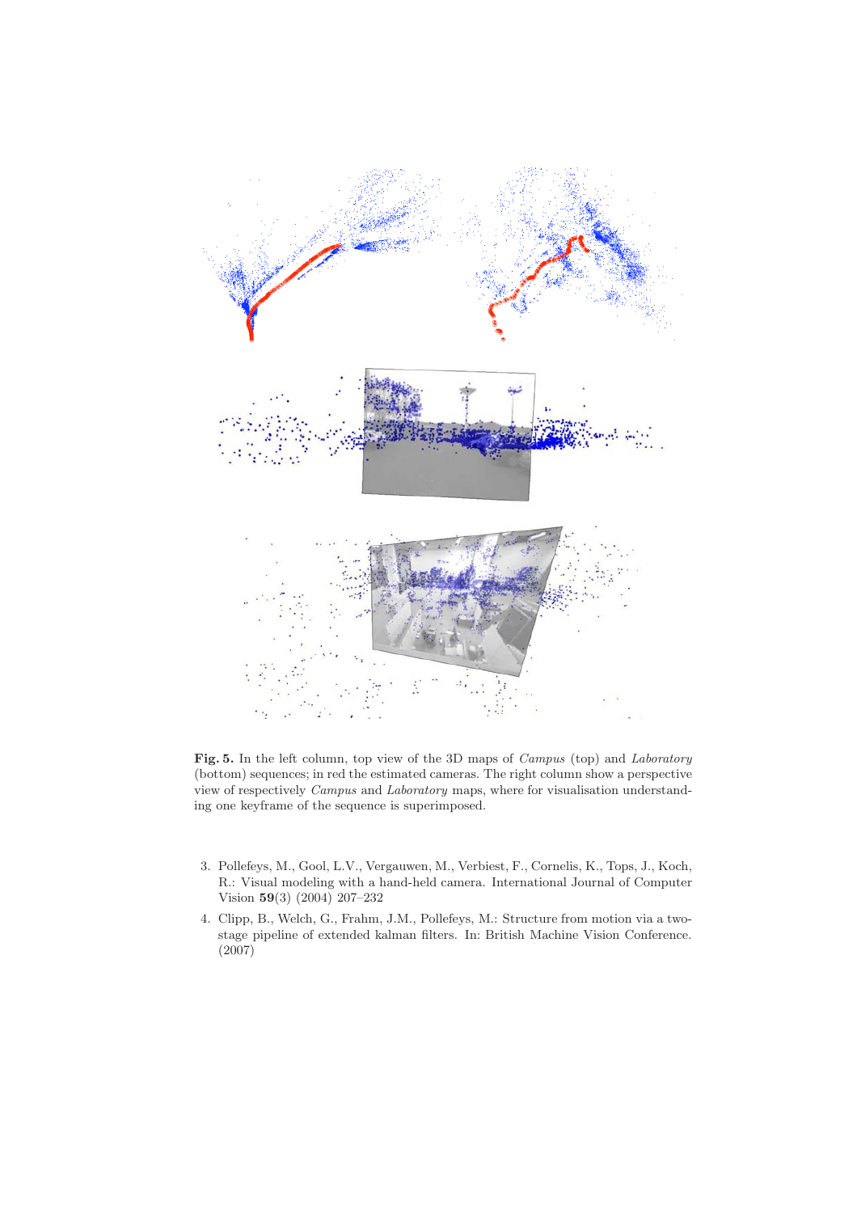**Fig. 5.** In the left column, top view of the 3D maps of *Campus* (top) and *Laboratory* (bottom) sequences; in red the estimated cameras. The right column show a perspective view of respectively *Campus* and *Laboratory* maps, where for visualisation understanding one keyframe of the sequence is superimposed.

3. Pollefeys, M., Gool, L.V., Vergauwen, M., Verbiest, F., Cornelis, K., Tops, J., Koch, R.: Visual modeling with a hand-held camera. International Journal of Computer Vision **59**(3) (2004) 207–232
4. Clipp, B., Welch, G., Frahm, J.M., Pollefeys, M.: Structure from motion via a two-stage pipeline of extended kalman filters. In: British Machine Vision Conference. (2007)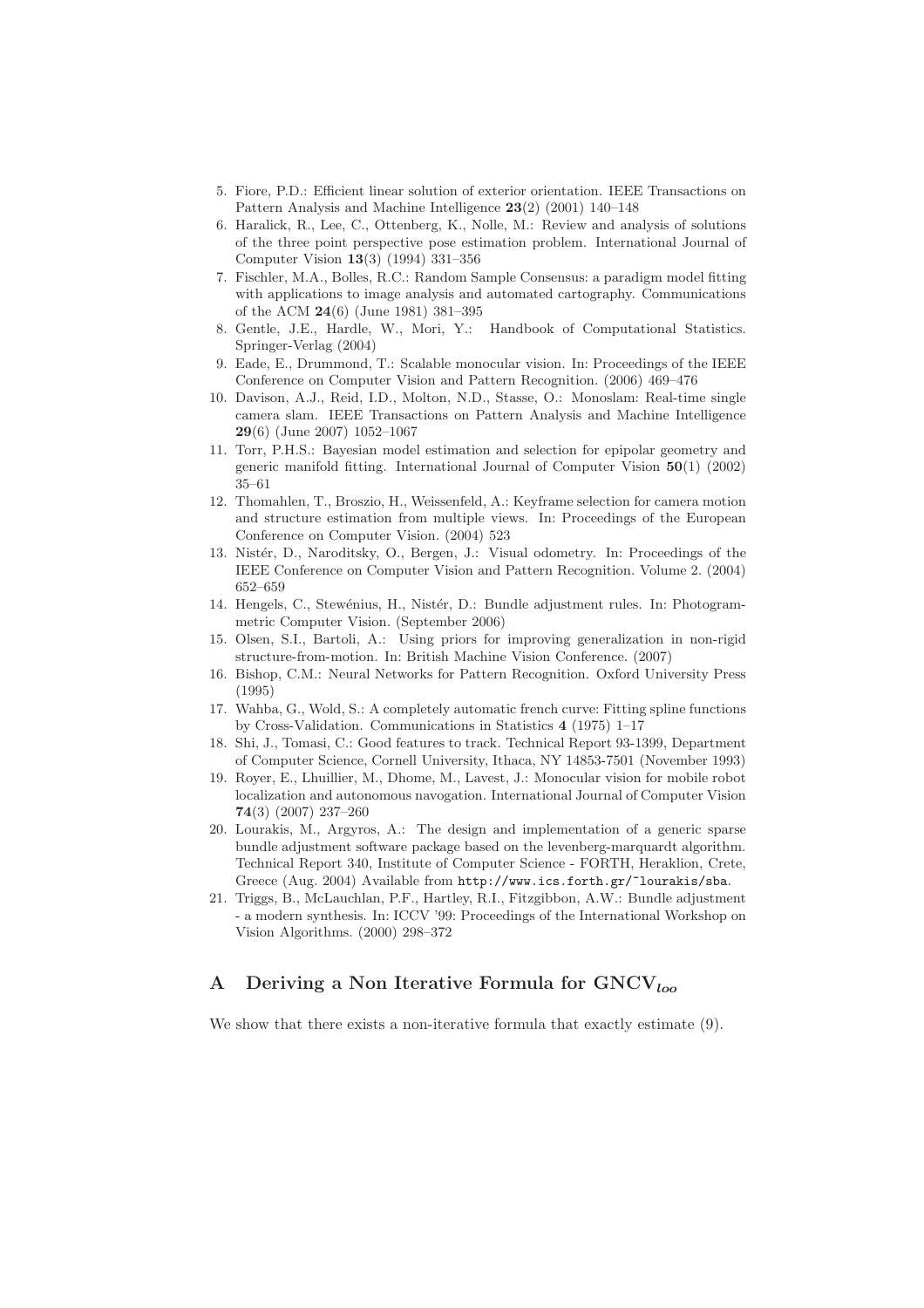5. Fiore, P.D.: Efficient linear solution of exterior orientation. IEEE Transactions on Pattern Analysis and Machine Intelligence **23**(2) (2001) 140–148
6. Haralick, R., Lee, C., Ottenberg, K., Nolle, M.: Review and analysis of solutions of the three point perspective pose estimation problem. International Journal of Computer Vision **13**(3) (1994) 331–356
7. Fischler, M.A., Bolles, R.C.: Random Sample Consensus: a paradigm model fitting with applications to image analysis and automated cartography. Communications of the ACM **24**(6) (June 1981) 381–395
8. Gentle, J.E., Hardle, W., Mori, Y.: Handbook of Computational Statistics. Springer-Verlag (2004)
9. Eade, E., Drummond, T.: Scalable monocular vision. In: Proceedings of the IEEE Conference on Computer Vision and Pattern Recognition. (2006) 469–476
10. Davison, A.J., Reid, I.D., Molton, N.D., Stasse, O.: Monoslam: Real-time single camera slam. IEEE Transactions on Pattern Analysis and Machine Intelligence **29**(6) (June 2007) 1052–1067
11. Torr, P.H.S.: Bayesian model estimation and selection for epipolar geometry and generic manifold fitting. International Journal of Computer Vision **50**(1) (2002) 35–61
12. Thomahlen, T., Broszio, H., Weissenfeld, A.: Keyframe selection for camera motion and structure estimation from multiple views. In: Proceedings of the European Conference on Computer Vision. (2004) 523
13. Nistér, D., Naroditsky, O., Bergen, J.: Visual odometry. In: Proceedings of the IEEE Conference on Computer Vision and Pattern Recognition. Volume 2. (2004) 652–659
14. Hengels, C., Stewénius, H., Nistér, D.: Bundle adjustment rules. In: Photogrammetric Computer Vision. (September 2006)
15. Olsen, S.I., Bartoli, A.: Using priors for improving generalization in non-rigid structure-from-motion. In: British Machine Vision Conference. (2007)
16. Bishop, C.M.: Neural Networks for Pattern Recognition. Oxford University Press (1995)
17. Wahba, G., Wold, S.: A completely automatic french curve: Fitting spline functions by Cross-Validation. Communications in Statistics **4** (1975) 1–17
18. Shi, J., Tomasi, C.: Good features to track. Technical Report 93-1399, Department of Computer Science, Cornell University, Ithaca, NY 14853-7501 (November 1993)
19. Royer, E., Lhuillier, M., Dhome, M., Lavest, J.: Monocular vision for mobile robot localization and autonomous navogation. International Journal of Computer Vision **74**(3) (2007) 237–260
20. Lourakis, M., Argyros, A.: The design and implementation of a generic sparse bundle adjustment software package based on the levenberg-marquardt algorithm. Technical Report 340, Institute of Computer Science - FORTH, Heraklion, Crete, Greece (Aug. 2004) Available from `http://www.ics.forth.gr/~lourakis/sba`.
21. Triggs, B., McLauchlan, P.F., Hartley, R.I., Fitzgibbon, A.W.: Bundle adjustment - a modern synthesis. In: ICCV '99: Proceedings of the International Workshop on Vision Algorithms. (2000) 298–372

# A Deriving a Non Iterative Formula for $\text{GNCV}_{loo}$

We show that there exists a non-iterative formula that exactly estimate (9).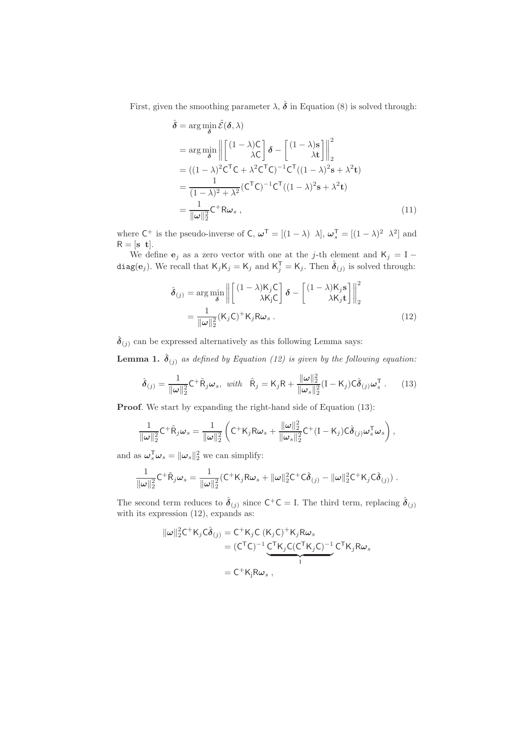First, given the smoothing parameter $\lambda$, $\hat{\boldsymbol{\delta}}$ in Equation (8) is solved through:

$$
\begin{aligned}
\hat{\boldsymbol{\delta}} &= \arg\min_{\boldsymbol{\delta}} \tilde{\mathcal{E}}(\boldsymbol{\delta}, \lambda) \\
&= \arg\min_{\boldsymbol{\delta}} \left\| \begin{bmatrix} (1-\lambda)\mathsf{C} \\ \lambda\mathsf{C} \end{bmatrix} \boldsymbol{\delta} - \begin{bmatrix} (1-\lambda)\mathbf{s} \\ \lambda\mathbf{t} \end{bmatrix} \right\|_2^2 \\
&= ((1-\lambda)^2\mathsf{C}^\mathsf{T}\mathsf{C} + \lambda^2\mathsf{C}^\mathsf{T}\mathsf{C})^{-1}\mathsf{C}^\mathsf{T}((1-\lambda)^2\mathbf{s} + \lambda^2\mathbf{t}) \\
&= \frac{1}{(1-\lambda)^2 + \lambda^2}(\mathsf{C}^\mathsf{T}\mathsf{C})^{-1}\mathsf{C}^\mathsf{T}((1-\lambda)^2\mathbf{s} + \lambda^2\mathbf{t}) \\
&= \frac{1}{\|\boldsymbol{\omega}\|_2^2}\mathsf{C}^+\mathsf{R}\boldsymbol{\omega}_s \; ,
\end{aligned} \tag{11}
$$

where $\mathsf{C}^+$ is the pseudo-inverse of $\mathsf{C}$, $\boldsymbol{\omega}^\mathsf{T} = [(1-\lambda) \;\; \lambda]$, $\boldsymbol{\omega}_s^\mathsf{T} = [(1-\lambda)^2 \;\; \lambda^2]$ and $\mathsf{R} = [\mathbf{s} \;\; \mathbf{t}]$.

We define $\mathbf{e}_j$ as a zero vector with one at the $j$-th element and $\mathsf{K}_j = \mathsf{I} - \mathtt{diag}(\mathbf{e}_j)$. We recall that $\mathsf{K}_j\mathsf{K}_j = \mathsf{K}_j$ and $\mathsf{K}_j^\mathsf{T} = \mathsf{K}_j$. Then $\hat{\boldsymbol{\delta}}_{(j)}$ is solved through:

$$
\begin{aligned}
\hat{\boldsymbol{\delta}}_{(j)} &= \arg\min_{\boldsymbol{\delta}} \left\| \begin{bmatrix} (1-\lambda)\mathsf{K}_j\mathsf{C} \\ \lambda\mathsf{K}_j\mathsf{C} \end{bmatrix} \boldsymbol{\delta} - \begin{bmatrix} (1-\lambda)\mathsf{K}_j\mathbf{s} \\ \lambda\mathsf{K}_j\mathbf{t} \end{bmatrix} \right\|_2^2 \\
&= \frac{1}{\|\boldsymbol{\omega}\|_2^2}(\mathsf{K}_j\mathsf{C})^+\mathsf{K}_j\mathsf{R}\boldsymbol{\omega}_s \; .
\end{aligned} \tag{12}
$$

$\hat{\boldsymbol{\delta}}_{(j)}$ can be expressed alternatively as this following Lemma says:

**Lemma 1.** *$\hat{\boldsymbol{\delta}}_{(j)}$ as defined by Equation (12) is given by the following equation:*

$$
\hat{\boldsymbol{\delta}}_{(j)} = \frac{1}{\|\boldsymbol{\omega}\|_2^2}\mathsf{C}^+\tilde{\mathsf{R}}_j\boldsymbol{\omega}_s, \;\; \textit{with} \;\; \tilde{\mathsf{R}}_j = \mathsf{K}_j\mathsf{R} + \frac{\|\boldsymbol{\omega}\|_2^2}{\|\boldsymbol{\omega}_s\|_2^2}(\mathsf{I} - \mathsf{K}_j)\mathsf{C}\hat{\boldsymbol{\delta}}_{(j)}\boldsymbol{\omega}_s^\mathsf{T} \; . \tag{13}
$$

**Proof**. We start by expanding the right-hand side of Equation (13):

$$
\frac{1}{\|\boldsymbol{\omega}\|_2^2}\mathsf{C}^+\tilde{\mathsf{R}}_j\boldsymbol{\omega}_s = \frac{1}{\|\boldsymbol{\omega}\|_2^2}\left(\mathsf{C}^+\mathsf{K}_j\mathsf{R}\boldsymbol{\omega}_s + \frac{\|\boldsymbol{\omega}\|_2^2}{\|\boldsymbol{\omega}_s\|_2^2}\mathsf{C}^+(\mathsf{I} - \mathsf{K}_j)\mathsf{C}\hat{\boldsymbol{\delta}}_{(j)}\boldsymbol{\omega}_s^\mathsf{T}\boldsymbol{\omega}_s\right),
$$

and as $\boldsymbol{\omega}_s^\mathsf{T}\boldsymbol{\omega}_s = \|\boldsymbol{\omega}_s\|_2^2$ we can simplify:

$$
\frac{1}{\|\boldsymbol{\omega}\|_2^2}\mathsf{C}^+\tilde{\mathsf{R}}_j\boldsymbol{\omega}_s = \frac{1}{\|\boldsymbol{\omega}\|_2^2}(\mathsf{C}^+\mathsf{K}_j\mathsf{R}\boldsymbol{\omega}_s + \|\boldsymbol{\omega}\|_2^2\mathsf{C}^+\mathsf{C}\hat{\boldsymbol{\delta}}_{(j)} - \|\boldsymbol{\omega}\|_2^2\mathsf{C}^+\mathsf{K}_j\mathsf{C}\hat{\boldsymbol{\delta}}_{(j)}) \; .
$$

The second term reduces to $\hat{\boldsymbol{\delta}}_{(j)}$ since $\mathsf{C}^+\mathsf{C} = \mathsf{I}$. The third term, replacing $\hat{\boldsymbol{\delta}}_{(j)}$ with its expression (12), expands as:

$$
\begin{aligned}
\|\boldsymbol{\omega}\|_2^2\mathsf{C}^+\mathsf{K}_j\mathsf{C}\hat{\boldsymbol{\delta}}_{(j)} &= \mathsf{C}^+\mathsf{K}_j\mathsf{C}\,(\mathsf{K}_j\mathsf{C})^+\mathsf{K}_j\mathsf{R}\boldsymbol{\omega}_s \\
&= (\mathsf{C}^\mathsf{T}\mathsf{C})^{-1}\underbrace{\mathsf{C}^\mathsf{T}\mathsf{K}_j\mathsf{C}(\mathsf{C}^\mathsf{T}\mathsf{K}_j\mathsf{C})^{-1}}_{\mathsf{I}}\mathsf{C}^\mathsf{T}\mathsf{K}_j\mathsf{R}\boldsymbol{\omega}_s \\
&= \mathsf{C}^+\mathsf{K}_j\mathsf{R}\boldsymbol{\omega}_s \; ,
\end{aligned}
$$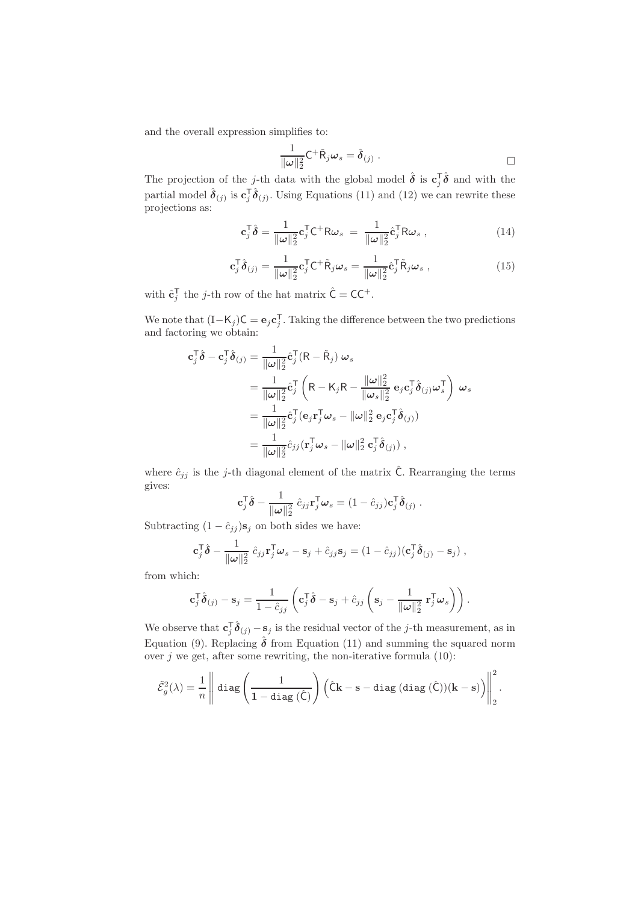and the overall expression simplifies to:

$$\frac{1}{\|\boldsymbol{\omega}\|_2^2}\mathsf{C}^+\tilde{\mathsf{R}}_j\boldsymbol{\omega}_s = \hat{\boldsymbol{\delta}}_{(j)} \ . \qquad \square$$

The projection of the $j$-th data with the global model $\hat{\boldsymbol{\delta}}$ is $\mathbf{c}_j^\mathsf{T}\hat{\boldsymbol{\delta}}$ and with the partial model $\hat{\boldsymbol{\delta}}_{(j)}$ is $\mathbf{c}_j^\mathsf{T}\hat{\boldsymbol{\delta}}_{(j)}$. Using Equations (11) and (12) we can rewrite these projections as:

$$\mathbf{c}_j^\mathsf{T}\hat{\boldsymbol{\delta}} = \frac{1}{\|\boldsymbol{\omega}\|_2^2}\mathbf{c}_j^\mathsf{T}\mathsf{C}^+\mathsf{R}\boldsymbol{\omega}_s \ = \ \frac{1}{\|\boldsymbol{\omega}\|_2^2}\hat{\mathbf{c}}_j^\mathsf{T}\mathsf{R}\boldsymbol{\omega}_s \ , \tag{14}$$

$$\mathbf{c}_j^\mathsf{T}\hat{\boldsymbol{\delta}}_{(j)} = \frac{1}{\|\boldsymbol{\omega}\|_2^2}\mathbf{c}_j^\mathsf{T}\mathsf{C}^+\tilde{\mathsf{R}}_j\boldsymbol{\omega}_s = \frac{1}{\|\boldsymbol{\omega}\|_2^2}\hat{\mathbf{c}}_j^\mathsf{T}\tilde{\mathsf{R}}_j\boldsymbol{\omega}_s \ , \tag{15}$$

with $\hat{\mathbf{c}}_j^\mathsf{T}$ the $j$-th row of the hat matrix $\hat{\mathsf{C}} = \mathsf{C}\mathsf{C}^+$.

We note that $(\mathsf{I}-\mathsf{K}_j)\mathsf{C} = \mathbf{e}_j\mathbf{c}_j^\mathsf{T}$. Taking the difference between the two predictions and factoring we obtain:

$$\begin{aligned}
\mathbf{c}_j^\mathsf{T}\hat{\boldsymbol{\delta}} - \mathbf{c}_j^\mathsf{T}\hat{\boldsymbol{\delta}}_{(j)} &= \frac{1}{\|\boldsymbol{\omega}\|_2^2}\hat{\mathbf{c}}_j^\mathsf{T}(\mathsf{R}-\tilde{\mathsf{R}}_j)\ \boldsymbol{\omega}_s \\
&= \frac{1}{\|\boldsymbol{\omega}\|_2^2}\hat{\mathbf{c}}_j^\mathsf{T}\left(\mathsf{R} - \mathsf{K}_j\mathsf{R} - \frac{\|\boldsymbol{\omega}\|_2^2}{\|\boldsymbol{\omega}_s\|_2^2}\ \mathbf{e}_j\mathbf{c}_j^\mathsf{T}\hat{\boldsymbol{\delta}}_{(j)}\boldsymbol{\omega}_s^\mathsf{T}\right)\ \boldsymbol{\omega}_s \\
&= \frac{1}{\|\boldsymbol{\omega}\|_2^2}\hat{\mathbf{c}}_j^\mathsf{T}(\mathbf{e}_j\mathbf{r}_j^\mathsf{T}\boldsymbol{\omega}_s - \|\boldsymbol{\omega}\|_2^2\ \mathbf{e}_j\mathbf{c}_j^\mathsf{T}\hat{\boldsymbol{\delta}}_{(j)}) \\
&= \frac{1}{\|\boldsymbol{\omega}\|_2^2}\hat{c}_{jj}(\mathbf{r}_j^\mathsf{T}\boldsymbol{\omega}_s - \|\boldsymbol{\omega}\|_2^2\ \mathbf{c}_j^\mathsf{T}\hat{\boldsymbol{\delta}}_{(j)}) \ ,
\end{aligned}$$

where $\hat{c}_{jj}$ is the $j$-th diagonal element of the matrix $\hat{\mathsf{C}}$. Rearranging the terms gives:

$$\mathbf{c}_j^\mathsf{T}\hat{\boldsymbol{\delta}} - \frac{1}{\|\boldsymbol{\omega}\|_2^2}\ \hat{c}_{jj}\mathbf{r}_j^\mathsf{T}\boldsymbol{\omega}_s = (1-\hat{c}_{jj})\mathbf{c}_j^\mathsf{T}\hat{\boldsymbol{\delta}}_{(j)} \ .$$

Subtracting $(1-\hat{c}_{jj})\mathbf{s}_j$ on both sides we have:

$$\mathbf{c}_j^\mathsf{T}\hat{\boldsymbol{\delta}} - \frac{1}{\|\boldsymbol{\omega}\|_2^2}\ \hat{c}_{jj}\mathbf{r}_j^\mathsf{T}\boldsymbol{\omega}_s - \mathbf{s}_j + \hat{c}_{jj}\mathbf{s}_j = (1-\hat{c}_{jj})(\mathbf{c}_j^\mathsf{T}\hat{\boldsymbol{\delta}}_{(j)} - \mathbf{s}_j) \ ,$$

from which:

$$\mathbf{c}_j^\mathsf{T}\hat{\boldsymbol{\delta}}_{(j)} - \mathbf{s}_j = \frac{1}{1-\hat{c}_{jj}}\left(\mathbf{c}_j^\mathsf{T}\hat{\boldsymbol{\delta}} - \mathbf{s}_j + \hat{c}_{jj}\left(\mathbf{s}_j - \frac{1}{\|\boldsymbol{\omega}\|_2^2}\ \mathbf{r}_j^\mathsf{T}\boldsymbol{\omega}_s\right)\right) .$$

We observe that $\mathbf{c}_j^\mathsf{T}\hat{\boldsymbol{\delta}}_{(j)} - \mathbf{s}_j$ is the residual vector of the $j$-th measurement, as in Equation (9). Replacing $\hat{\boldsymbol{\delta}}$ from Equation (11) and summing the squared norm over $j$ we get, after some rewriting, the non-iterative formula (10):

$$\tilde{\mathcal{E}}_g^2(\lambda) = \frac{1}{n}\left\|\ \mathtt{diag}\left(\frac{1}{\mathbf{1}-\mathtt{diag}\,(\hat{\mathsf{C}})}\right)\left(\hat{\mathsf{C}}\mathbf{k} - \mathbf{s} - \mathtt{diag}\,(\mathtt{diag}\,(\hat{\mathsf{C}}))(\mathbf{k}-\mathbf{s})\right)\right\|_2^2 .$$